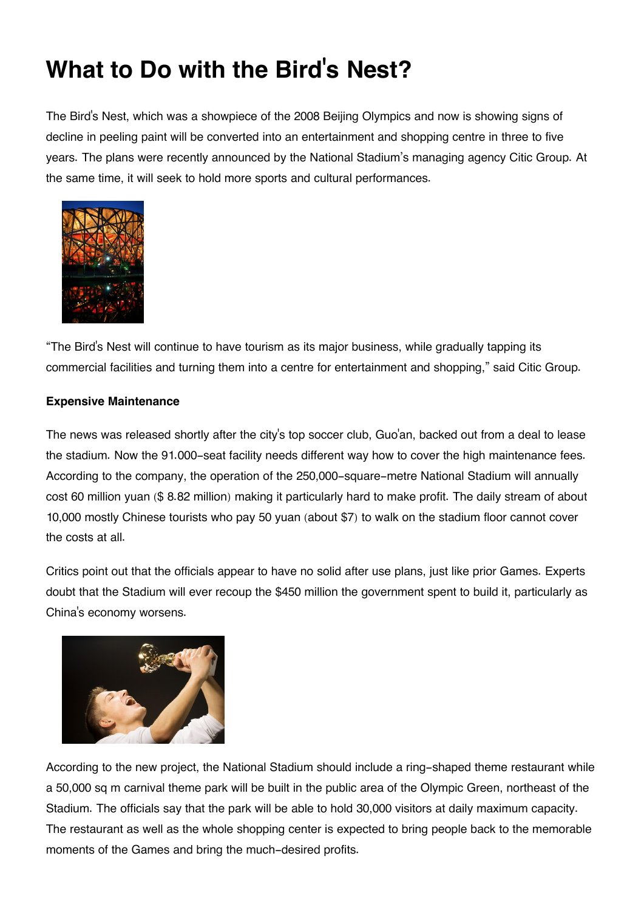# What to Do with the Bird's Nest?

The Bird's Nest, which was a showpiece of the 2008 Beijing Olympics and now is showing signs of decline in peeling paint will be converted into an entertainment and shopping centre in three to five years. The plans were recently announced by the National Stadium's managing agency Citic Group. At the same time, it will seek to hold more sports and cultural performances.

"The Bird's Nest will continue to have tourism as its major business, while gradually tapping its commercial facilities and turning them into a centre for entertainment and shopping," said Citic Group.

**Expensive Maintenance**

The news was released shortly after the city's top soccer club, Guo'an, backed out from a deal to lease the stadium. Now the 91.000-seat facility needs different way how to cover the high maintenance fees. According to the company, the operation of the 250,000-square-metre National Stadium will annually cost 60 million yuan ($ 8.82 million) making it particularly hard to make profit. The daily stream of about 10,000 mostly Chinese tourists who pay 50 yuan (about $7) to walk on the stadium floor cannot cover the costs at all.

Critics point out that the officials appear to have no solid after use plans, just like prior Games. Experts doubt that the Stadium will ever recoup the $450 million the government spent to build it, particularly as China's economy worsens.

According to the new project, the National Stadium should include a ring-shaped theme restaurant while a 50,000 sq m carnival theme park will be built in the public area of the Olympic Green, northeast of the Stadium. The officials say that the park will be able to hold 30,000 visitors at daily maximum capacity. The restaurant as well as the whole shopping center is expected to bring people back to the memorable moments of the Games and bring the much-desired profits.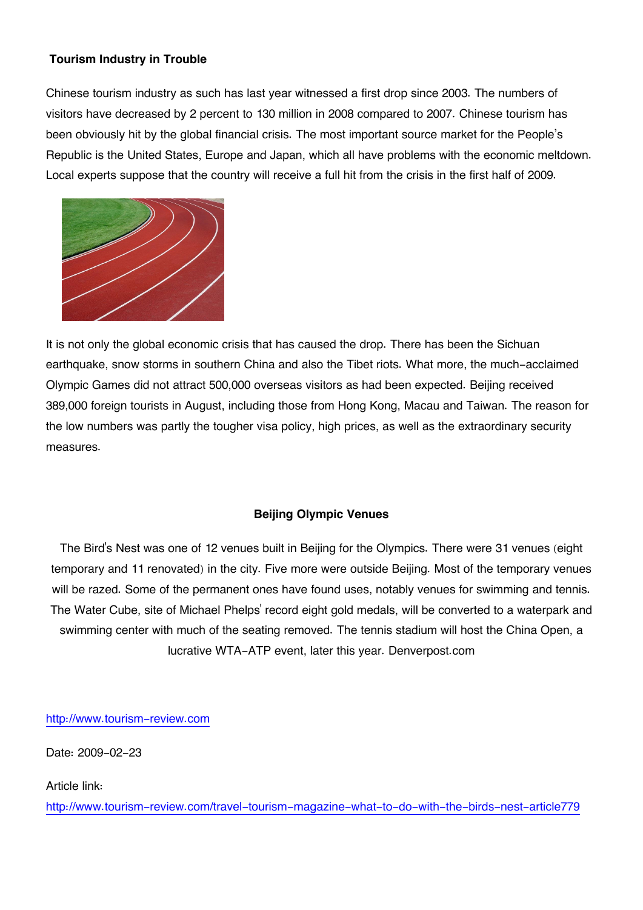**Tourism Industry in Trouble**

Chinese tourism industry as such has last year witnessed a first drop since 2003. The numbers of visitors have decreased by 2 percent to 130 million in 2008 compared to 2007. Chinese tourism has been obviously hit by the global financial crisis. The most important source market for the People's Republic is the United States, Europe and Japan, which all have problems with the economic meltdown. Local experts suppose that the country will receive a full hit from the crisis in the first half of 2009.

It is not only the global economic crisis that has caused the drop. There has been the Sichuan earthquake, snow storms in southern China and also the Tibet riots. What more, the much-acclaimed Olympic Games did not attract 500,000 overseas visitors as had been expected. Beijing received 389,000 foreign tourists in August, including those from Hong Kong, Macau and Taiwan. The reason for the low numbers was partly the tougher visa policy, high prices, as well as the extraordinary security measures.

**Beijing Olympic Venues**

The Bird's Nest was one of 12 venues built in Beijing for the Olympics. There were 31 venues (eight temporary and 11 renovated) in the city. Five more were outside Beijing. Most of the temporary venues will be razed. Some of the permanent ones have found uses, notably venues for swimming and tennis. The Water Cube, site of Michael Phelps' record eight gold medals, will be converted to a waterpark and swimming center with much of the seating removed. The tennis stadium will host the China Open, a lucrative WTA-ATP event, later this year. Denverpost.com

http://www.tourism-review.com

Date: 2009-02-23

Article link:
http://www.tourism-review.com/travel-tourism-magazine-what-to-do-with-the-birds-nest-article779